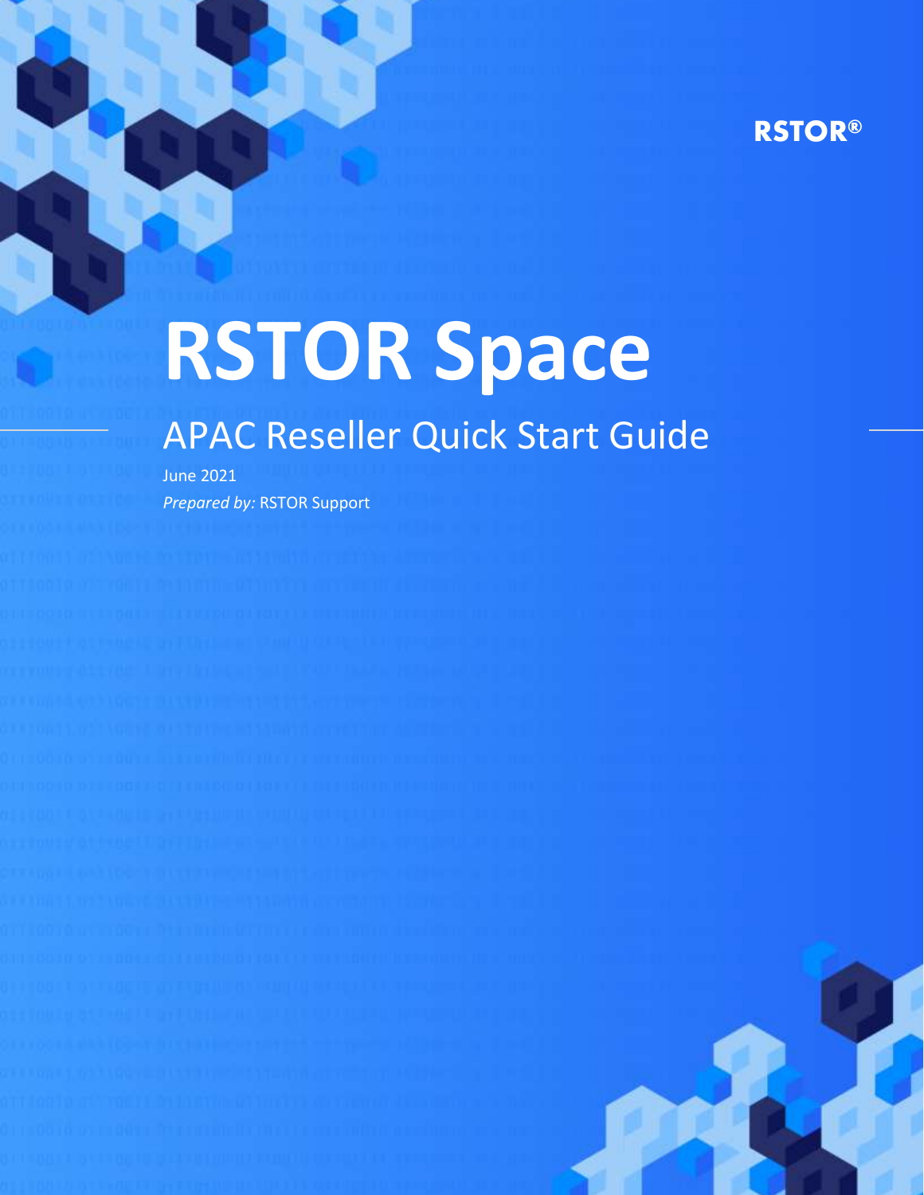RSTOR®

# RSTOR Space

## APAC Reseller Quick Start Guide

June 2021

*Prepared by:* RSTOR Support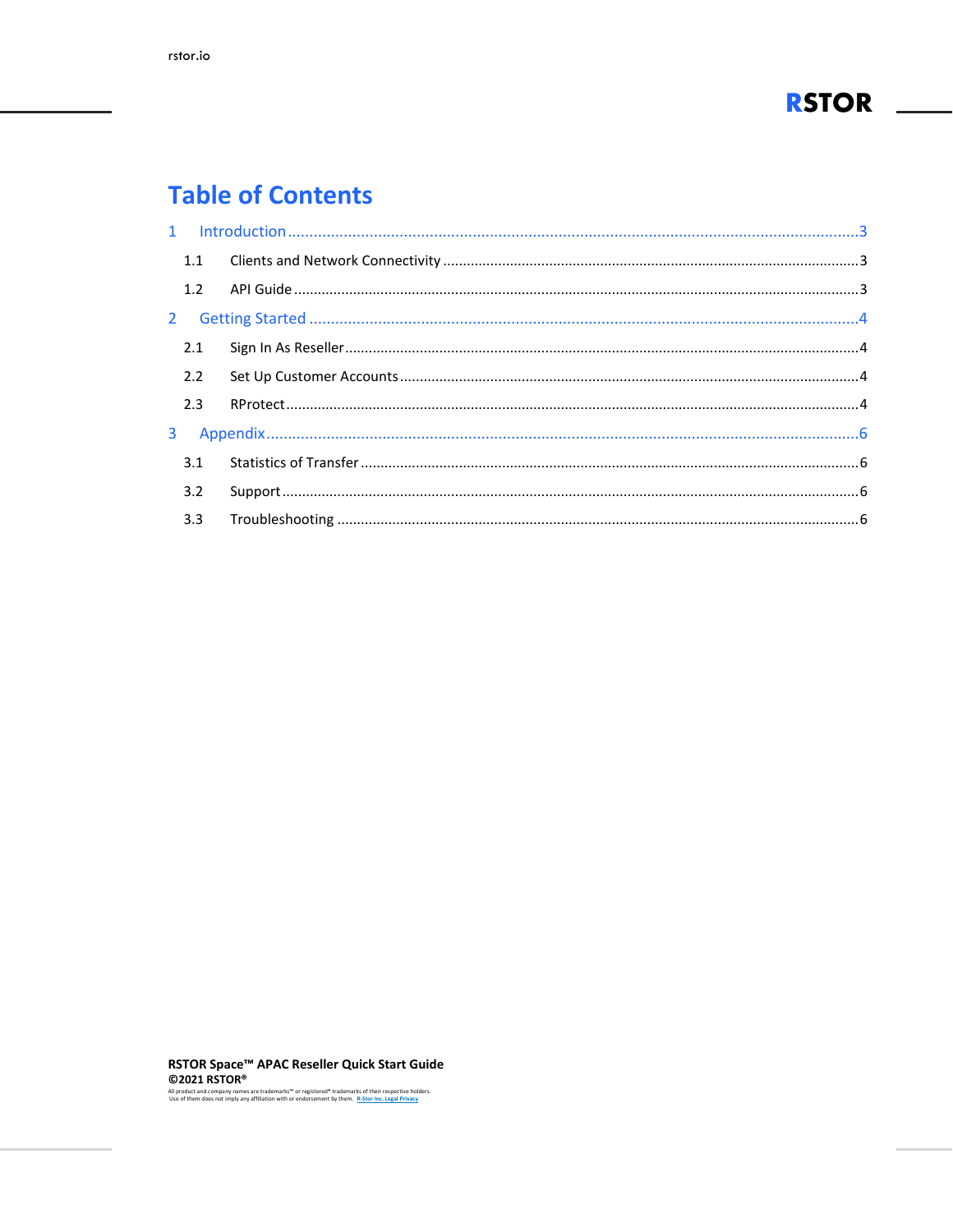# Table of Contents

1 Introduction ...3

- 1.1 Clients and Network Connectivity ...3
- 1.2 API Guide ...3

2 Getting Started ...4

- 2.1 Sign In As Reseller ...4
- 2.2 Set Up Customer Accounts ...4
- 2.3 RProtect ...4

3 Appendix ...6

- 3.1 Statistics of Transfer ...6
- 3.2 Support ...6
- 3.3 Troubleshooting ...6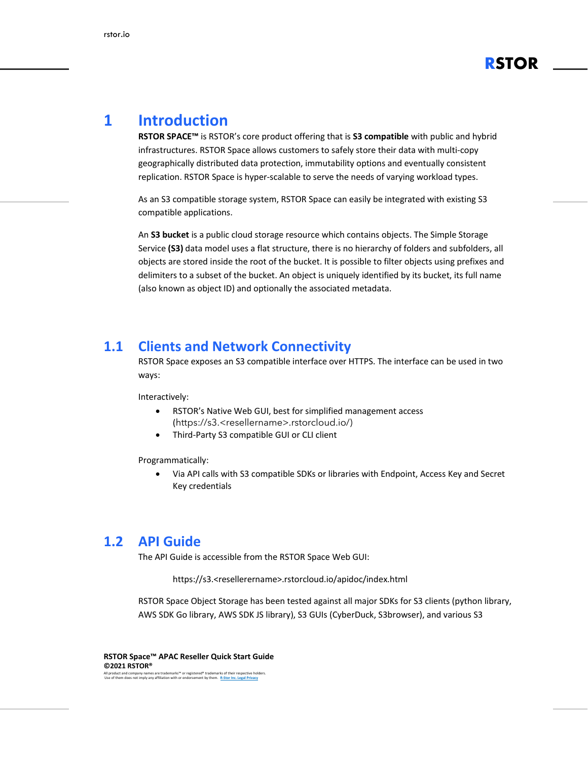# 1 Introduction

**RSTOR SPACE™** is RSTOR's core product offering that is **S3 compatible** with public and hybrid infrastructures. RSTOR Space allows customers to safely store their data with multi-copy geographically distributed data protection, immutability options and eventually consistent replication. RSTOR Space is hyper-scalable to serve the needs of varying workload types.

As an S3 compatible storage system, RSTOR Space can easily be integrated with existing S3 compatible applications.

An **S3 bucket** is a public cloud storage resource which contains objects. The Simple Storage Service **(S3)** data model uses a flat structure, there is no hierarchy of folders and subfolders, all objects are stored inside the root of the bucket. It is possible to filter objects using prefixes and delimiters to a subset of the bucket. An object is uniquely identified by its bucket, its full name (also known as object ID) and optionally the associated metadata.

## 1.1 Clients and Network Connectivity

RSTOR Space exposes an S3 compatible interface over HTTPS. The interface can be used in two ways:

Interactively:

- RSTOR's Native Web GUI, best for simplified management access (https://s3.<resellername>.rstorcloud.io/)
- Third-Party S3 compatible GUI or CLI client

Programmatically:

- Via API calls with S3 compatible SDKs or libraries with Endpoint, Access Key and Secret Key credentials

## 1.2 API Guide

The API Guide is accessible from the RSTOR Space Web GUI:

https://s3.<resellerername>.rstorcloud.io/apidoc/index.html

RSTOR Space Object Storage has been tested against all major SDKs for S3 clients (python library, AWS SDK Go library, AWS SDK JS library), S3 GUIs (CyberDuck, S3browser), and various S3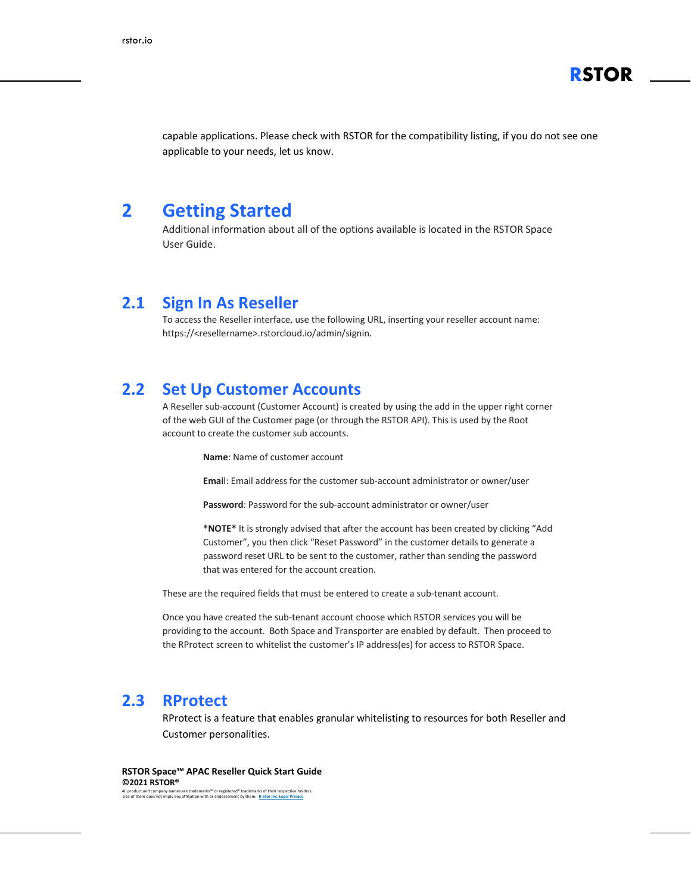capable applications. Please check with RSTOR for the compatibility listing, if you do not see one applicable to your needs, let us know.

# 2 Getting Started

Additional information about all of the options available is located in the RSTOR Space User Guide.

## 2.1 Sign In As Reseller

To access the Reseller interface, use the following URL, inserting your reseller account name: https://<resellername>.rstorcloud.io/admin/signin.

## 2.2 Set Up Customer Accounts

A Reseller sub-account (Customer Account) is created by using the add in the upper right corner of the web GUI of the Customer page (or through the RSTOR API). This is used by the Root account to create the customer sub accounts.

**Name**: Name of customer account

**Email**: Email address for the customer sub-account administrator or owner/user

**Password**: Password for the sub-account administrator or owner/user

***NOTE*** It is strongly advised that after the account has been created by clicking "Add Customer", you then click "Reset Password" in the customer details to generate a password reset URL to be sent to the customer, rather than sending the password that was entered for the account creation.

These are the required fields that must be entered to create a sub-tenant account.

Once you have created the sub-tenant account choose which RSTOR services you will be providing to the account. Both Space and Transporter are enabled by default. Then proceed to the RProtect screen to whitelist the customer's IP address(es) for access to RSTOR Space.

## 2.3 RProtect

RProtect is a feature that enables granular whitelisting to resources for both Reseller and Customer personalities.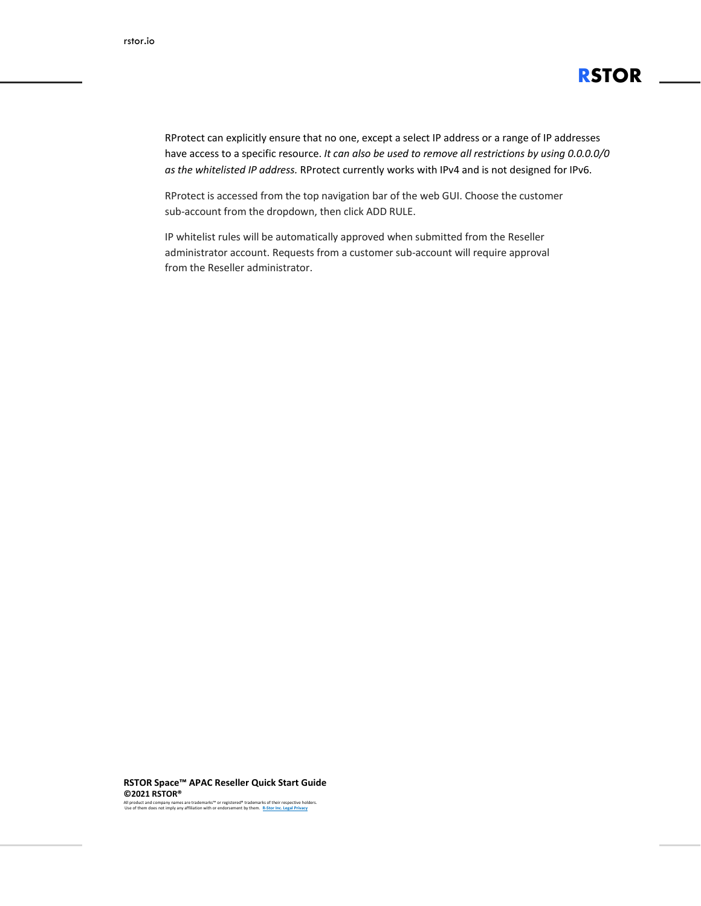RProtect can explicitly ensure that no one, except a select IP address or a range of IP addresses have access to a specific resource. *It can also be used to remove all restrictions by using 0.0.0.0/0 as the whitelisted IP address.* RProtect currently works with IPv4 and is not designed for IPv6.

RProtect is accessed from the top navigation bar of the web GUI. Choose the customer sub-account from the dropdown, then click ADD RULE.

IP whitelist rules will be automatically approved when submitted from the Reseller administrator account. Requests from a customer sub-account will require approval from the Reseller administrator.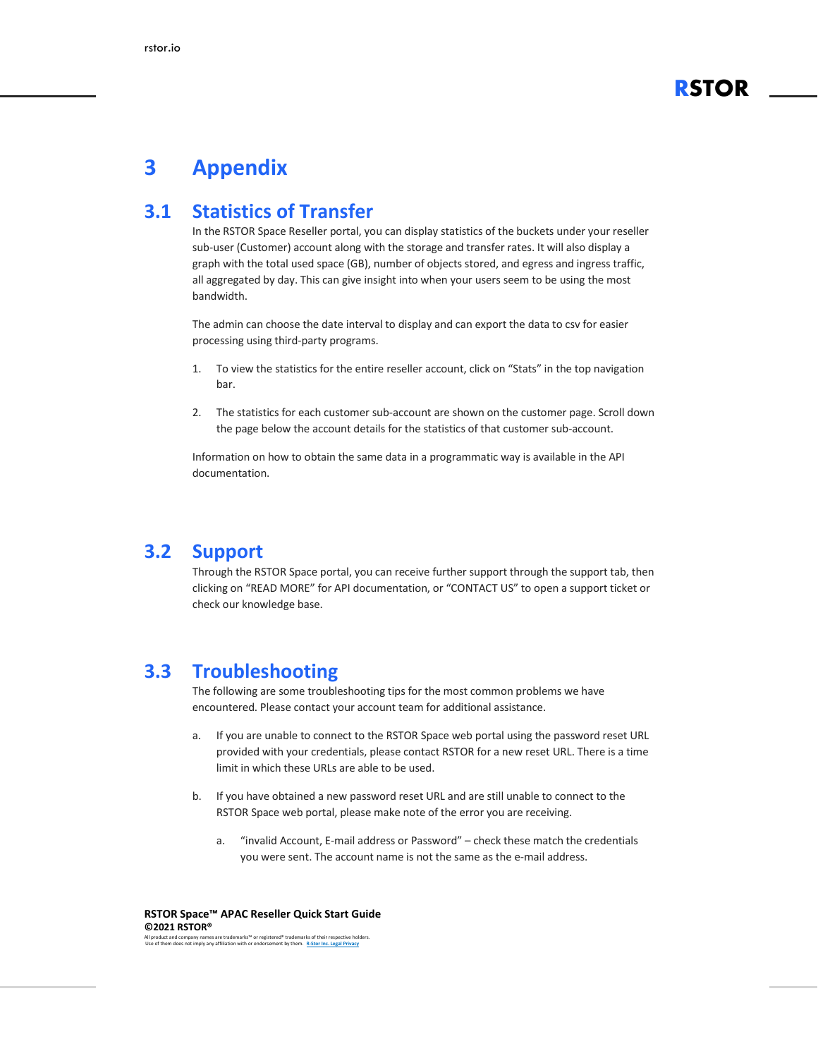# 3 Appendix

## 3.1 Statistics of Transfer

In the RSTOR Space Reseller portal, you can display statistics of the buckets under your reseller sub-user (Customer) account along with the storage and transfer rates. It will also display a graph with the total used space (GB), number of objects stored, and egress and ingress traffic, all aggregated by day. This can give insight into when your users seem to be using the most bandwidth.

The admin can choose the date interval to display and can export the data to csv for easier processing using third-party programs.

1. To view the statistics for the entire reseller account, click on "Stats" in the top navigation bar.

2. The statistics for each customer sub-account are shown on the customer page. Scroll down the page below the account details for the statistics of that customer sub-account.

Information on how to obtain the same data in a programmatic way is available in the API documentation.

## 3.2 Support

Through the RSTOR Space portal, you can receive further support through the support tab, then clicking on "READ MORE" for API documentation, or "CONTACT US" to open a support ticket or check our knowledge base.

## 3.3 Troubleshooting

The following are some troubleshooting tips for the most common problems we have encountered. Please contact your account team for additional assistance.

a. If you are unable to connect to the RSTOR Space web portal using the password reset URL provided with your credentials, please contact RSTOR for a new reset URL. There is a time limit in which these URLs are able to be used.

b. If you have obtained a new password reset URL and are still unable to connect to the RSTOR Space web portal, please make note of the error you are receiving.

    a. "invalid Account, E-mail address or Password" – check these match the credentials you were sent. The account name is not the same as the e-mail address.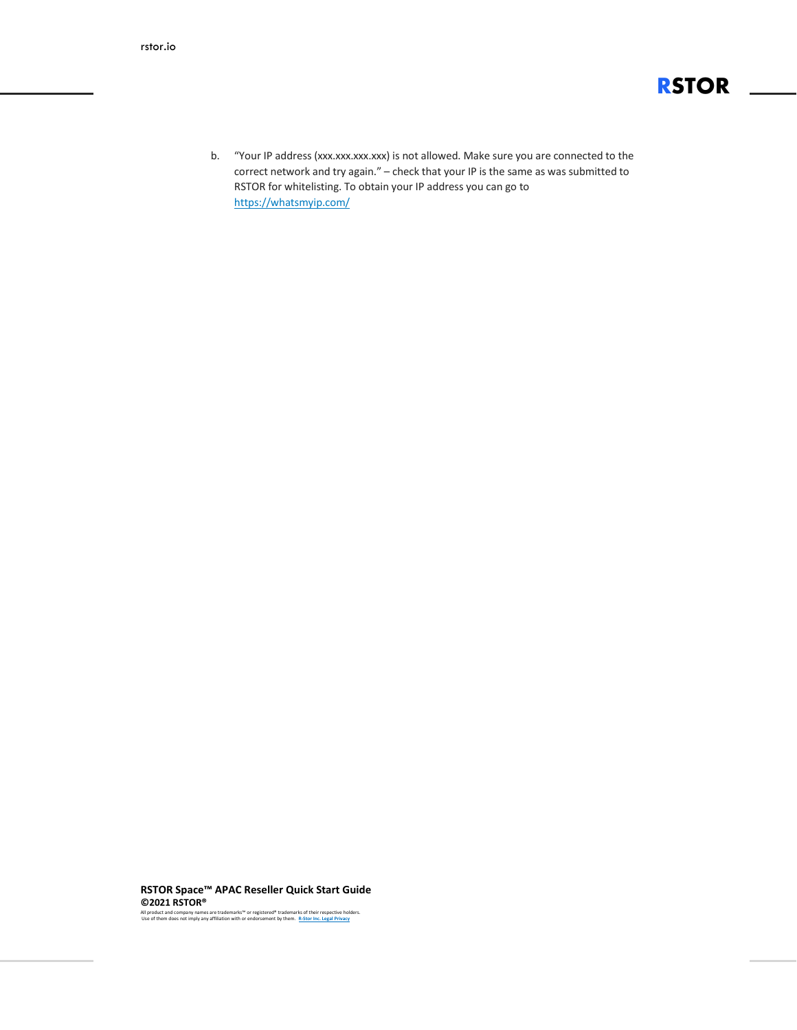b. "Your IP address (xxx.xxx.xxx.xxx) is not allowed. Make sure you are connected to the correct network and try again." – check that your IP is the same as was submitted to RSTOR for whitelisting. To obtain your IP address you can go to https://whatsmyip.com/